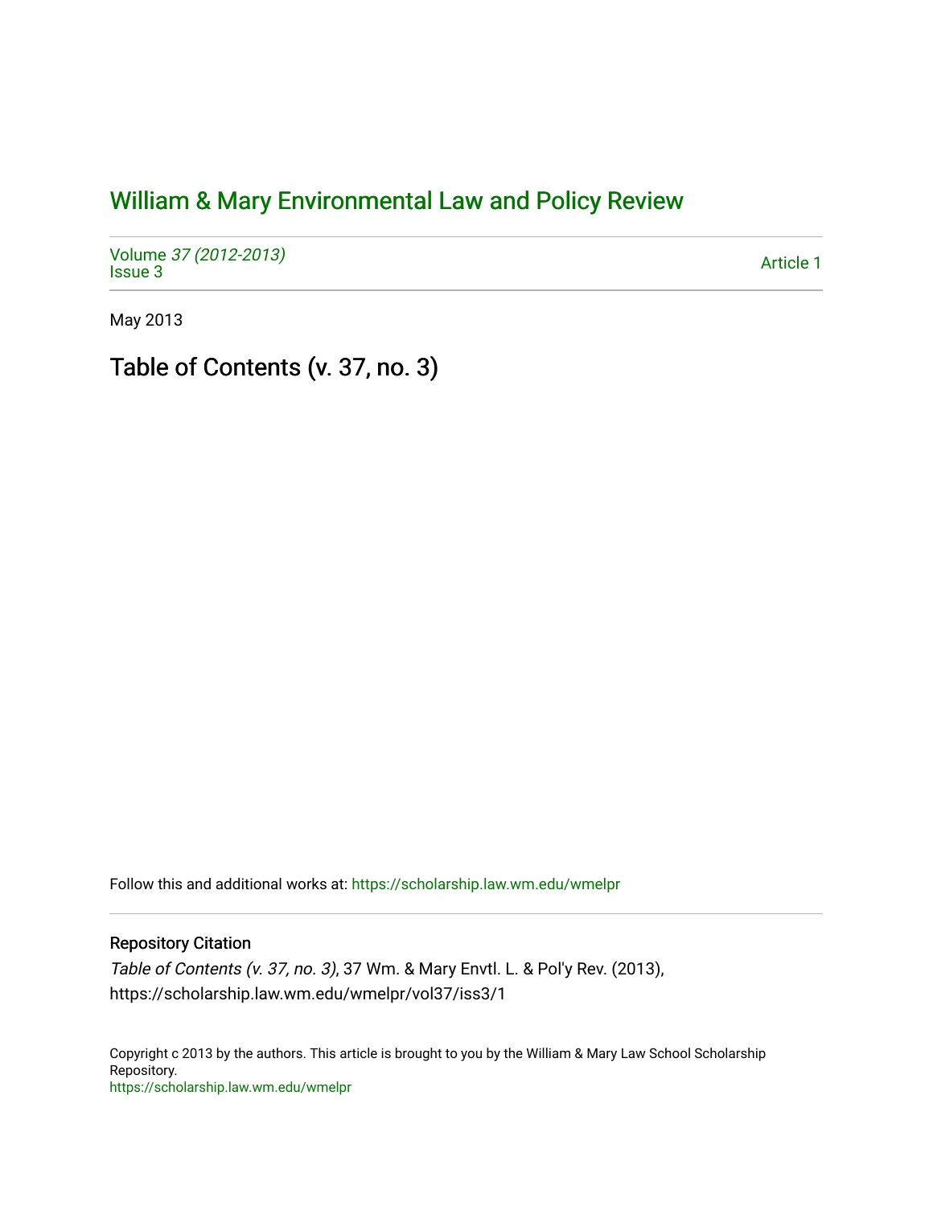# William & Mary Environmental Law and Policy Review

Volume *37 (2012-2013)*
Issue 3

Article 1

May 2013

## Table of Contents (v. 37, no. 3)

Follow this and additional works at: https://scholarship.law.wm.edu/wmelpr

### Repository Citation

*Table of Contents (v. 37, no. 3)*, 37 Wm. & Mary Envtl. L. & Pol'y Rev. (2013), https://scholarship.law.wm.edu/wmelpr/vol37/iss3/1

Copyright c 2013 by the authors. This article is brought to you by the William & Mary Law School Scholarship Repository.
https://scholarship.law.wm.edu/wmelpr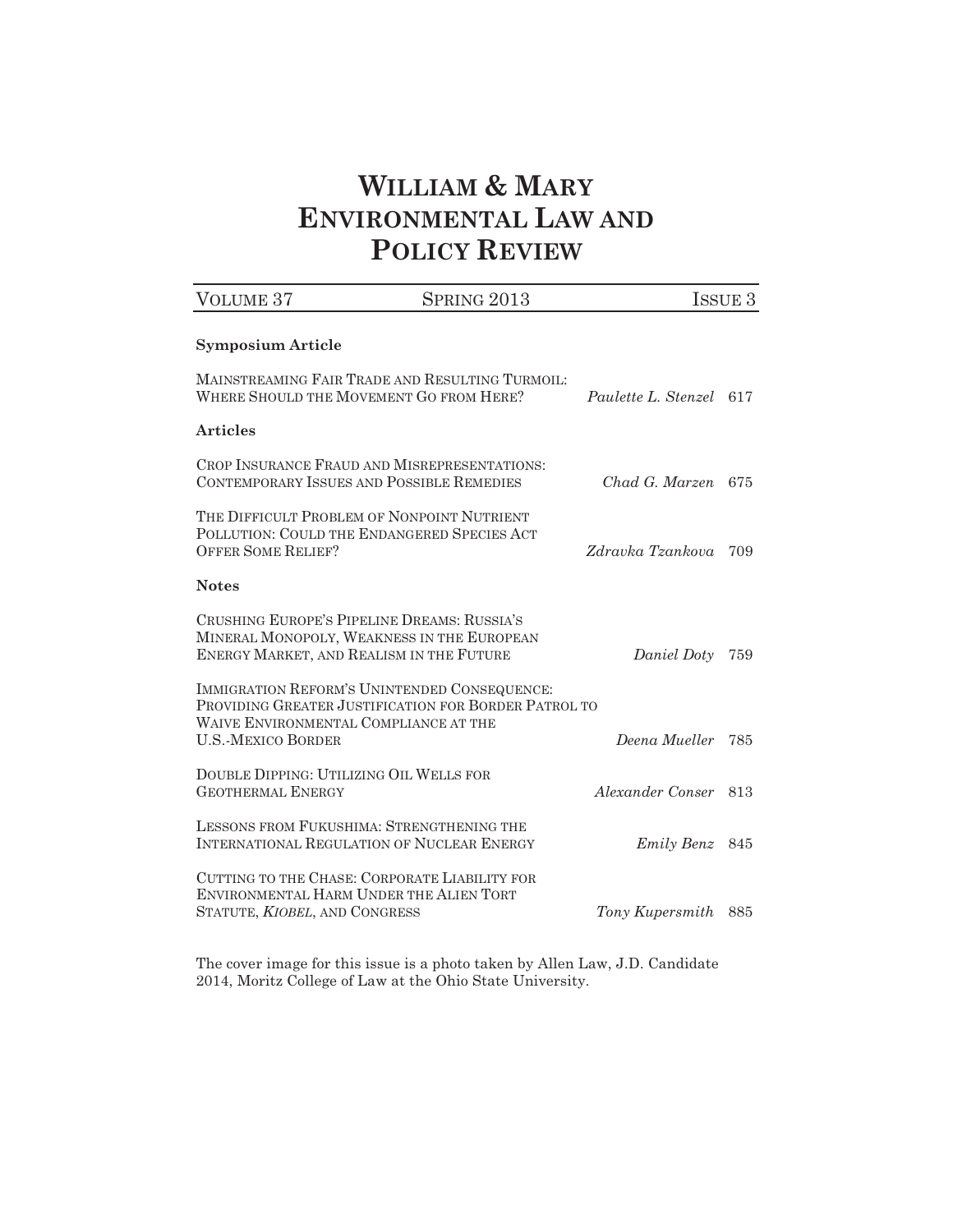# William & Mary Environmental Law and Policy Review

| Volume 37 | Spring 2013 | Issue 3 |
|---|---|---|

**Symposium Article**

| | | |
|---|---|---|
| Mainstreaming Fair Trade and Resulting Turmoil: Where Should the Movement Go from Here? | *Paulette L. Stenzel* | 617 |

**Articles**

| | | |
|---|---|---|
| Crop Insurance Fraud and Misrepresentations: Contemporary Issues and Possible Remedies | *Chad G. Marzen* | 675 |
| The Difficult Problem of Nonpoint Nutrient Pollution: Could the Endangered Species Act Offer Some Relief? | *Zdravka Tzankova* | 709 |

**Notes**

| | | |
|---|---|---|
| Crushing Europe's Pipeline Dreams: Russia's Mineral Monopoly, Weakness in the European Energy Market, and Realism in the Future | *Daniel Doty* | 759 |
| Immigration Reform's Unintended Consequence: Providing Greater Justification for Border Patrol to Waive Environmental Compliance at the U.S.-Mexico Border | *Deena Mueller* | 785 |
| Double Dipping: Utilizing Oil Wells for Geothermal Energy | *Alexander Conser* | 813 |
| Lessons from Fukushima: Strengthening the International Regulation of Nuclear Energy | *Emily Benz* | 845 |
| Cutting to the Chase: Corporate Liability for Environmental Harm Under the Alien Tort Statute, *Kiobel*, and Congress | *Tony Kupersmith* | 885 |

The cover image for this issue is a photo taken by Allen Law, J.D. Candidate 2014, Moritz College of Law at the Ohio State University.